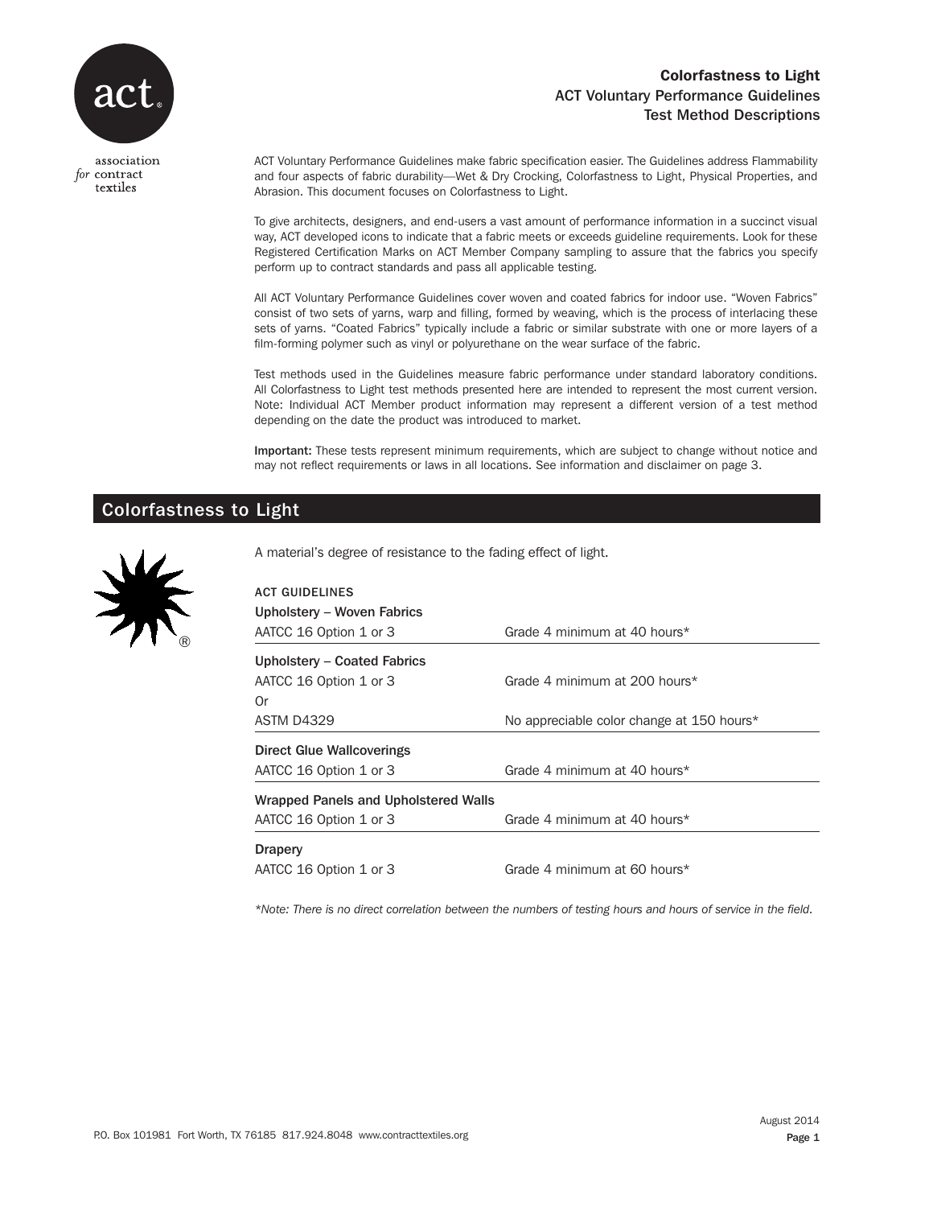# Colorfastness to Light
## ACT Voluntary Performance Guidelines
## Test Method Descriptions

association for contract textiles

ACT Voluntary Performance Guidelines make fabric specification easier. The Guidelines address Flammability and four aspects of fabric durability—Wet & Dry Crocking, Colorfastness to Light, Physical Properties, and Abrasion. This document focuses on Colorfastness to Light.

To give architects, designers, and end-users a vast amount of performance information in a succinct visual way, ACT developed icons to indicate that a fabric meets or exceeds guideline requirements. Look for these Registered Certification Marks on ACT Member Company sampling to assure that the fabrics you specify perform up to contract standards and pass all applicable testing.

All ACT Voluntary Performance Guidelines cover woven and coated fabrics for indoor use. “Woven Fabrics” consist of two sets of yarns, warp and filling, formed by weaving, which is the process of interlacing these sets of yarns. “Coated Fabrics” typically include a fabric or similar substrate with one or more layers of a film-forming polymer such as vinyl or polyurethane on the wear surface of the fabric.

Test methods used in the Guidelines measure fabric performance under standard laboratory conditions. All Colorfastness to Light test methods presented here are intended to represent the most current version. Note: Individual ACT Member product information may represent a different version of a test method depending on the date the product was introduced to market.

**Important:** These tests represent minimum requirements, which are subject to change without notice and may not reflect requirements or laws in all locations. See information and disclaimer on page 3.

## Colorfastness to Light

A material’s degree of resistance to the fading effect of light.

**ACT GUIDELINES**

| Category | Test Method | Requirement |
|---|---|---|
| **Upholstery – Woven Fabrics** | AATCC 16 Option 1 or 3 | Grade 4 minimum at 40 hours* |
| **Upholstery – Coated Fabrics** | AATCC 16 Option 1 or 3 | Grade 4 minimum at 200 hours* |
| | Or | |
| | ASTM D4329 | No appreciable color change at 150 hours* |
| **Direct Glue Wallcoverings** | AATCC 16 Option 1 or 3 | Grade 4 minimum at 40 hours* |
| **Wrapped Panels and Upholstered Walls** | AATCC 16 Option 1 or 3 | Grade 4 minimum at 40 hours* |
| **Drapery** | AATCC 16 Option 1 or 3 | Grade 4 minimum at 60 hours* |

*\*Note: There is no direct correlation between the numbers of testing hours and hours of service in the field.*

P.O. Box 101981 Fort Worth, TX 76185 817.924.8048 www.contracttextiles.org

August 2014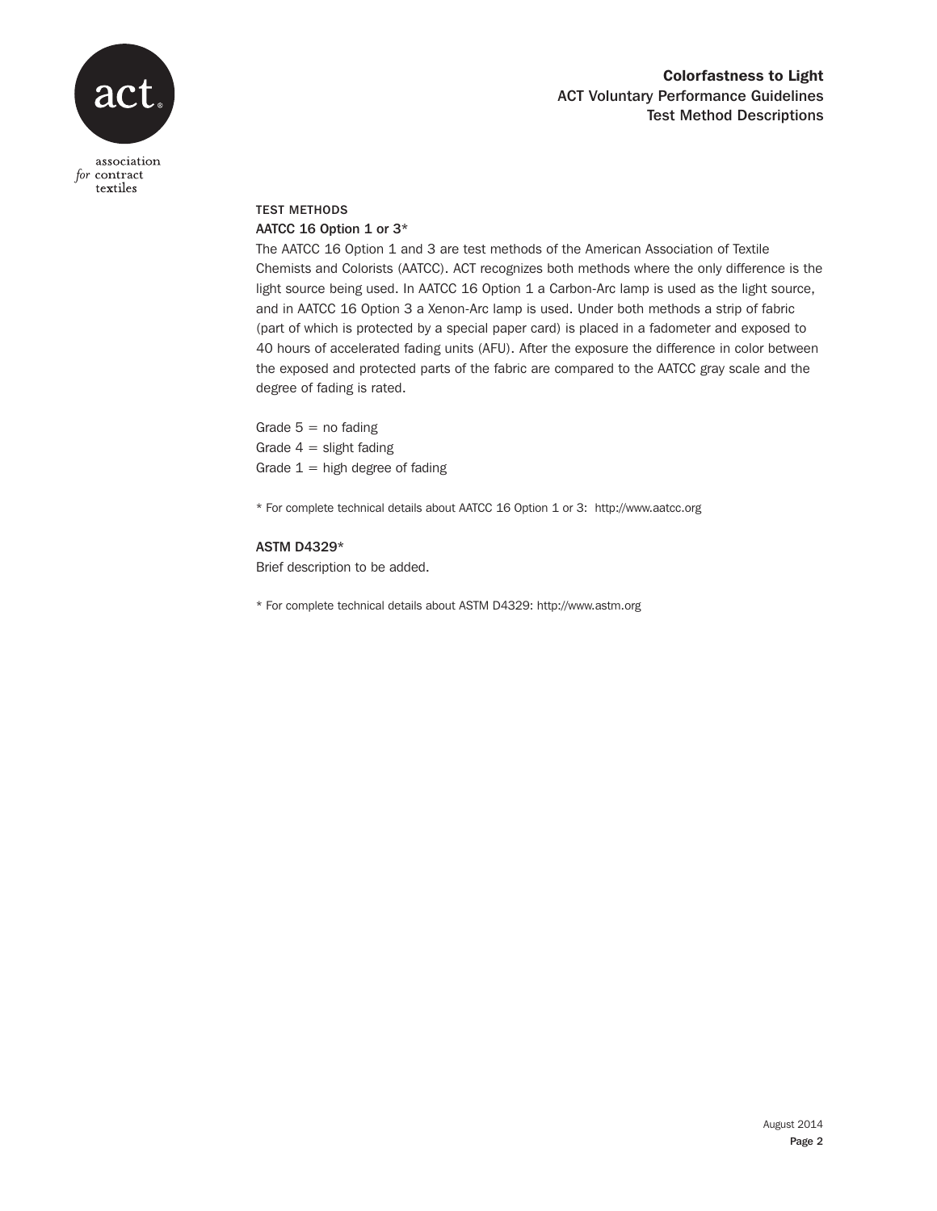# Colorfastness to Light
## ACT Voluntary Performance Guidelines
## Test Method Descriptions

### TEST METHODS

#### AATCC 16 Option 1 or 3*

The AATCC 16 Option 1 and 3 are test methods of the American Association of Textile Chemists and Colorists (AATCC). ACT recognizes both methods where the only difference is the light source being used. In AATCC 16 Option 1 a Carbon-Arc lamp is used as the light source, and in AATCC 16 Option 3 a Xenon-Arc lamp is used. Under both methods a strip of fabric (part of which is protected by a special paper card) is placed in a fadometer and exposed to 40 hours of accelerated fading units (AFU). After the exposure the difference in color between the exposed and protected parts of the fabric are compared to the AATCC gray scale and the degree of fading is rated.

Grade 5 = no fading
Grade 4 = slight fading
Grade 1 = high degree of fading

* For complete technical details about AATCC 16 Option 1 or 3: http://www.aatcc.org

#### ASTM D4329*

Brief description to be added.

* For complete technical details about ASTM D4329: http://www.astm.org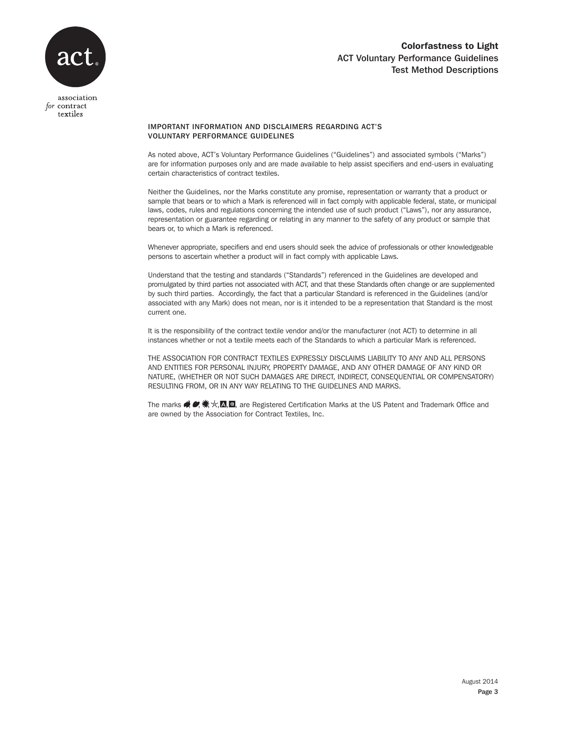## IMPORTANT INFORMATION AND DISCLAIMERS REGARDING ACT'S VOLUNTARY PERFORMANCE GUIDELINES

As noted above, ACT's Voluntary Performance Guidelines ("Guidelines") and associated symbols ("Marks") are for information purposes only and are made available to help assist specifiers and end-users in evaluating certain characteristics of contract textiles.

Neither the Guidelines, nor the Marks constitute any promise, representation or warranty that a product or sample that bears or to which a Mark is referenced will in fact comply with applicable federal, state, or municipal laws, codes, rules and regulations concerning the intended use of such product ("Laws"), nor any assurance, representation or guarantee regarding or relating in any manner to the safety of any product or sample that bears or, to which a Mark is referenced.

Whenever appropriate, specifiers and end users should seek the advice of professionals or other knowledgeable persons to ascertain whether a product will in fact comply with applicable Laws.

Understand that the testing and standards ("Standards") referenced in the Guidelines are developed and promulgated by third parties not associated with ACT, and that these Standards often change or are supplemented by such third parties. Accordingly, the fact that a particular Standard is referenced in the Guidelines (and/or associated with any Mark) does not mean, nor is it intended to be a representation that Standard is the most current one.

It is the responsibility of the contract textile vendor and/or the manufacturer (not ACT) to determine in all instances whether or not a textile meets each of the Standards to which a particular Mark is referenced.

THE ASSOCIATION FOR CONTRACT TEXTILES EXPRESSLY DISCLAIMS LIABILITY TO ANY AND ALL PERSONS AND ENTITIES FOR PERSONAL INJURY, PROPERTY DAMAGE, AND ANY OTHER DAMAGE OF ANY KIND OR NATURE, (WHETHER OR NOT SUCH DAMAGES ARE DIRECT, INDIRECT, CONSEQUENTIAL OR COMPENSATORY) RESULTING FROM, OR IN ANY WAY RELATING TO THE GUIDELINES AND MARKS.

The marks , , , , , , are Registered Certification Marks at the US Patent and Trademark Office and are owned by the Association for Contract Textiles, Inc.